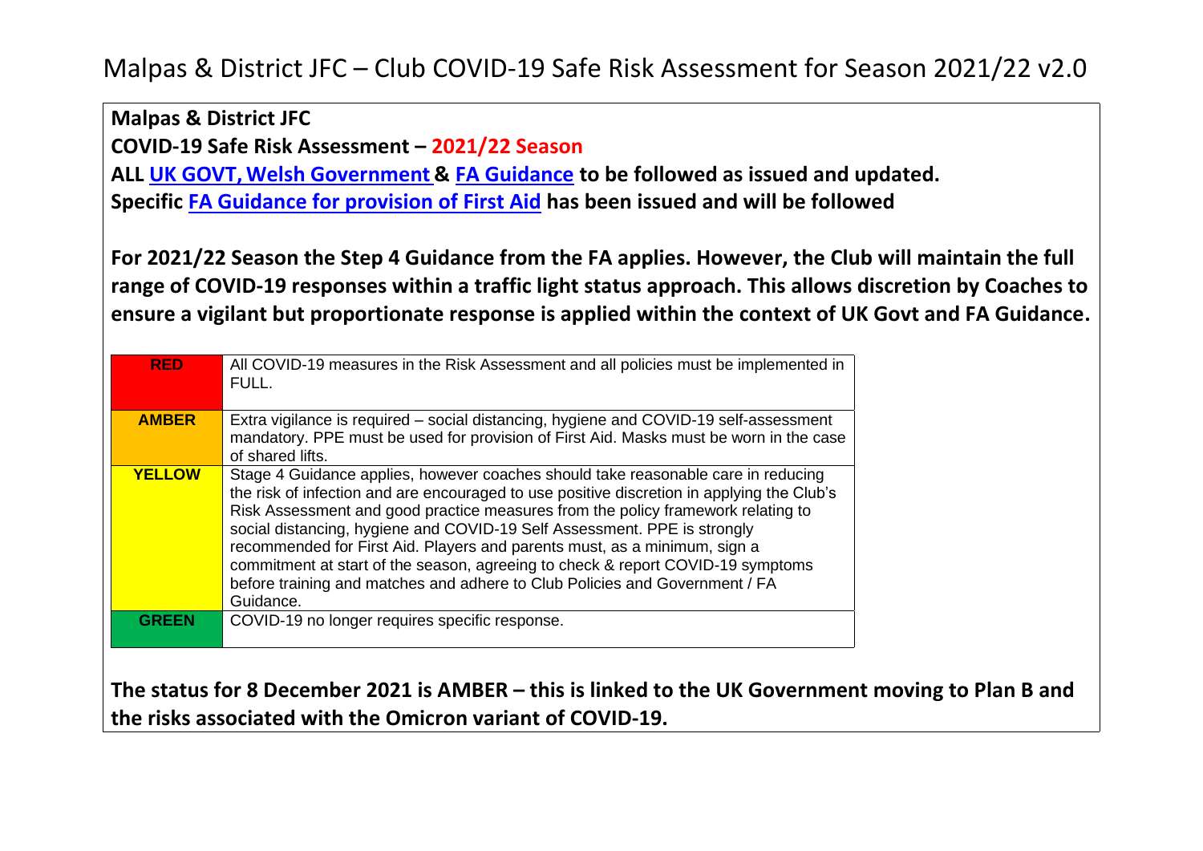# Malpas & District JFC – Club COVID-19 Safe Risk Assessment for Season 2021/22 v2.0

**Malpas & District JFC**

**COVID-19 Safe Risk Assessment – 2021/22 Season**

**ALL UK GOVT, Welsh Government & FA Guidance to be followed as issued and updated.**

**Specific FA Guidance for provision of First Aid has been issued and will be followed**

**For 2021/22 Season the Step 4 Guidance from the FA applies. However, the Club will maintain the full range of COVID-19 responses within a traffic light status approach. This allows discretion by Coaches to ensure a vigilant but proportionate response is applied within the context of UK Govt and FA Guidance.**

| Status | Description |
|---|---|
| **RED** | All COVID-19 measures in the Risk Assessment and all policies must be implemented in FULL. |
| **AMBER** | Extra vigilance is required – social distancing, hygiene and COVID-19 self-assessment mandatory. PPE must be used for provision of First Aid. Masks must be worn in the case of shared lifts. |
| **YELLOW** | Stage 4 Guidance applies, however coaches should take reasonable care in reducing the risk of infection and are encouraged to use positive discretion in applying the Club's Risk Assessment and good practice measures from the policy framework relating to social distancing, hygiene and COVID-19 Self Assessment. PPE is strongly recommended for First Aid. Players and parents must, as a minimum, sign a commitment at start of the season, agreeing to check & report COVID-19 symptoms before training and matches and adhere to Club Policies and Government / FA Guidance. |
| **GREEN** | COVID-19 no longer requires specific response. |

**The status for 8 December 2021 is AMBER – this is linked to the UK Government moving to Plan B and the risks associated with the Omicron variant of COVID-19.**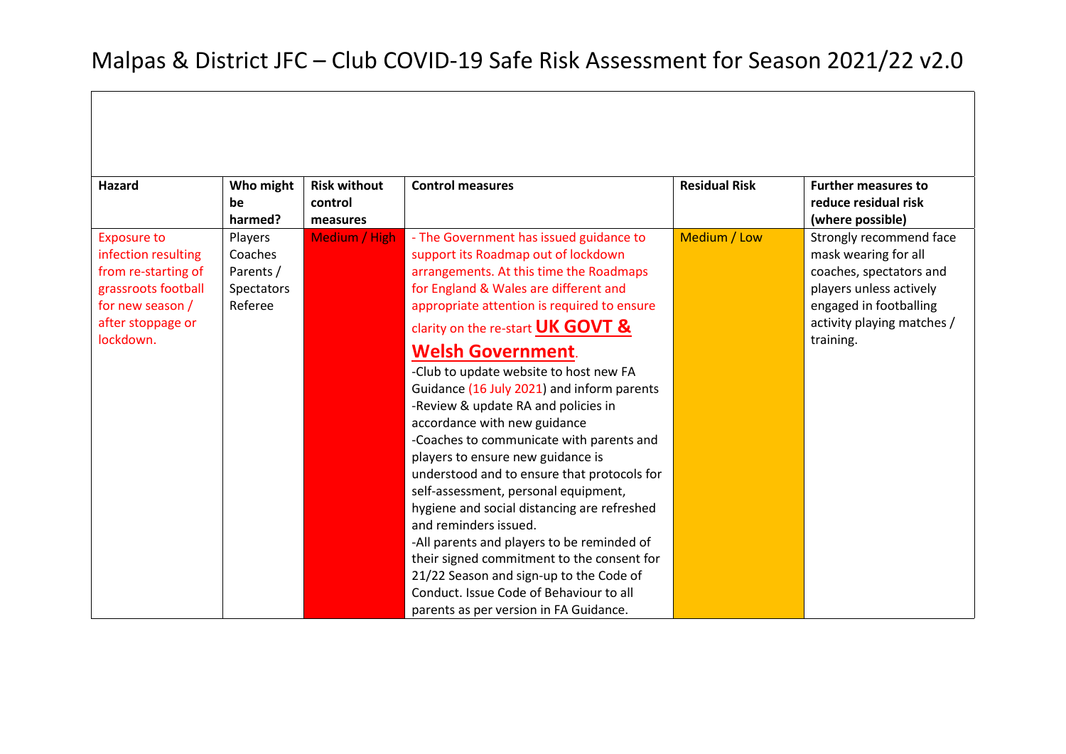# Malpas & District JFC – Club COVID-19 Safe Risk Assessment for Season 2021/22 v2.0

| Hazard | Who might be harmed? | Risk without control measures | Control measures | Residual Risk | Further measures to reduce residual risk (where possible) |
|---|---|---|---|---|---|
| Exposure to infection resulting from re-starting of grassroots football for new season / after stoppage or lockdown. | Players<br>Coaches<br>Parents / Spectators<br>Referee | Medium / High | - The Government has issued guidance to support its Roadmap out of lockdown arrangements. At this time the Roadmaps for England & Wales are different and appropriate attention is required to ensure clarity on the re-start **UK GOVT & Welsh Government**.<br>-Club to update website to host new FA Guidance (16 July 2021) and inform parents<br>-Review & update RA and policies in accordance with new guidance<br>-Coaches to communicate with parents and players to ensure new guidance is understood and to ensure that protocols for self-assessment, personal equipment, hygiene and social distancing are refreshed and reminders issued.<br>-All parents and players to be reminded of their signed commitment to the consent for 21/22 Season and sign-up to the Code of Conduct. Issue Code of Behaviour to all parents as per version in FA Guidance. | Medium / Low | Strongly recommend face mask wearing for all coaches, spectators and players unless actively engaged in footballing activity playing matches / training. |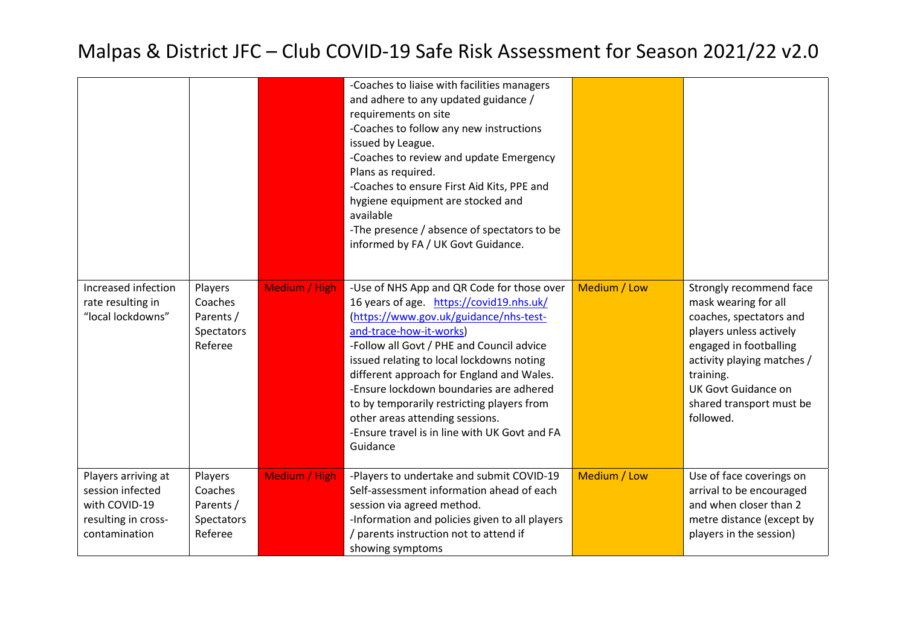# Malpas & District JFC – Club COVID-19 Safe Risk Assessment for Season 2021/22 v2.0

| | | | | | |
|---|---|---|---|---|---|
| | | | -Coaches to liaise with facilities managers and adhere to any updated guidance / requirements on site<br>-Coaches to follow any new instructions issued by League.<br>-Coaches to review and update Emergency Plans as required.<br>-Coaches to ensure First Aid Kits, PPE and hygiene equipment are stocked and available<br>-The presence / absence of spectators to be informed by FA / UK Govt Guidance. | | |
| Increased infection rate resulting in "local lockdowns" | Players<br>Coaches<br>Parents / Spectators<br>Referee | Medium / High | -Use of NHS App and QR Code for those over 16 years of age. [https://covid19.nhs.uk/](https://covid19.nhs.uk/) ([https://www.gov.uk/guidance/nhs-test-and-trace-how-it-works](https://www.gov.uk/guidance/nhs-test-and-trace-how-it-works))<br>-Follow all Govt / PHE and Council advice issued relating to local lockdowns noting different approach for England and Wales.<br>-Ensure lockdown boundaries are adhered to by temporarily restricting players from other areas attending sessions.<br>-Ensure travel is in line with UK Govt and FA Guidance | Medium / Low | Strongly recommend face mask wearing for all coaches, spectators and players unless actively engaged in footballing activity playing matches / training.<br>UK Govt Guidance on shared transport must be followed. |
| Players arriving at session infected with COVID-19 resulting in cross-contamination | Players<br>Coaches<br>Parents / Spectators<br>Referee | Medium / High | -Players to undertake and submit COVID-19 Self-assessment information ahead of each session via agreed method.<br>-Information and policies given to all players / parents instruction not to attend if showing symptoms | Medium / Low | Use of face coverings on arrival to be encouraged and when closer than 2 metre distance (except by players in the session) |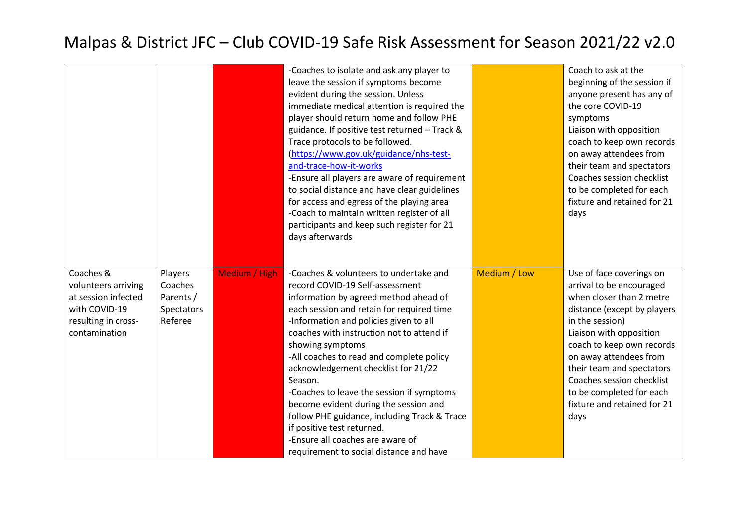| | | | | | |
|---|---|---|---|---|---|
| | | | -Coaches to isolate and ask any player to leave the session if symptoms become evident during the session. Unless immediate medical attention is required the player should return home and follow PHE guidance. If positive test returned – Track & Trace protocols to be followed. (https://www.gov.uk/guidance/nhs-test-and-trace-how-it-works<br>-Ensure all players are aware of requirement to social distance and have clear guidelines for access and egress of the playing area<br>-Coach to maintain written register of all participants and keep such register for 21 days afterwards | | Coach to ask at the beginning of the session if anyone present has any of the core COVID-19 symptoms<br>Liaison with opposition coach to keep own records on away attendees from their team and spectators<br>Coaches session checklist to be completed for each fixture and retained for 21 days |
| Coaches & volunteers arriving at session infected with COVID-19 resulting in cross-contamination | Players<br>Coaches<br>Parents / Spectators<br>Referee | Medium / High | -Coaches & volunteers to undertake and record COVID-19 Self-assessment information by agreed method ahead of each session and retain for required time<br>-Information and policies given to all coaches with instruction not to attend if showing symptoms<br>-All coaches to read and complete policy acknowledgement checklist for 21/22 Season.<br>-Coaches to leave the session if symptoms become evident during the session and follow PHE guidance, including Track & Trace if positive test returned.<br>-Ensure all coaches are aware of requirement to social distance and have | Medium / Low | Use of face coverings on arrival to be encouraged when closer than 2 metre distance (except by players in the session)<br>Liaison with opposition coach to keep own records on away attendees from their team and spectators<br>Coaches session checklist to be completed for each fixture and retained for 21 days |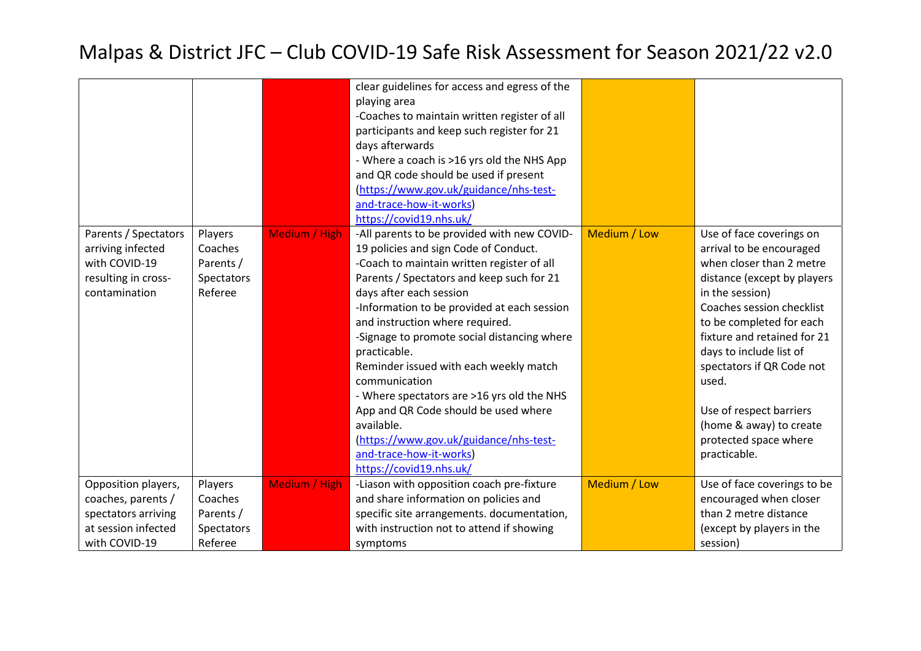# Malpas & District JFC – Club COVID-19 Safe Risk Assessment for Season 2021/22 v2.0

| | | | | | |
|---|---|---|---|---|---|
| | | | clear guidelines for access and egress of the playing area<br>-Coaches to maintain written register of all participants and keep such register for 21 days afterwards<br>- Where a coach is >16 yrs old the NHS App and QR code should be used if present ([https://www.gov.uk/guidance/nhs-test-and-trace-how-it-works](https://www.gov.uk/guidance/nhs-test-and-trace-how-it-works))<br>[https://covid19.nhs.uk/](https://covid19.nhs.uk/) | | |
| Parents / Spectators arriving infected with COVID-19 resulting in cross-contamination | Players<br>Coaches<br>Parents / Spectators<br>Referee | Medium / High | -All parents to be provided with new COVID-19 policies and sign Code of Conduct.<br>-Coach to maintain written register of all Parents / Spectators and keep such for 21 days after each session<br>-Information to be provided at each session and instruction where required.<br>-Signage to promote social distancing where practicable.<br>Reminder issued with each weekly match communication<br>- Where spectators are >16 yrs old the NHS App and QR Code should be used where available.<br>([https://www.gov.uk/guidance/nhs-test-and-trace-how-it-works](https://www.gov.uk/guidance/nhs-test-and-trace-how-it-works))<br>[https://covid19.nhs.uk/](https://covid19.nhs.uk/) | Medium / Low | Use of face coverings on arrival to be encouraged when closer than 2 metre distance (except by players in the session)<br>Coaches session checklist to be completed for each fixture and retained for 21 days to include list of spectators if QR Code not used.<br><br>Use of respect barriers (home & away) to create protected space where practicable. |
| Opposition players, coaches, parents / spectators arriving at session infected with COVID-19 | Players<br>Coaches<br>Parents / Spectators<br>Referee | Medium / High | -Liason with opposition coach pre-fixture and share information on policies and specific site arrangements. documentation, with instruction not to attend if showing symptoms | Medium / Low | Use of face coverings to be encouraged when closer than 2 metre distance (except by players in the session) |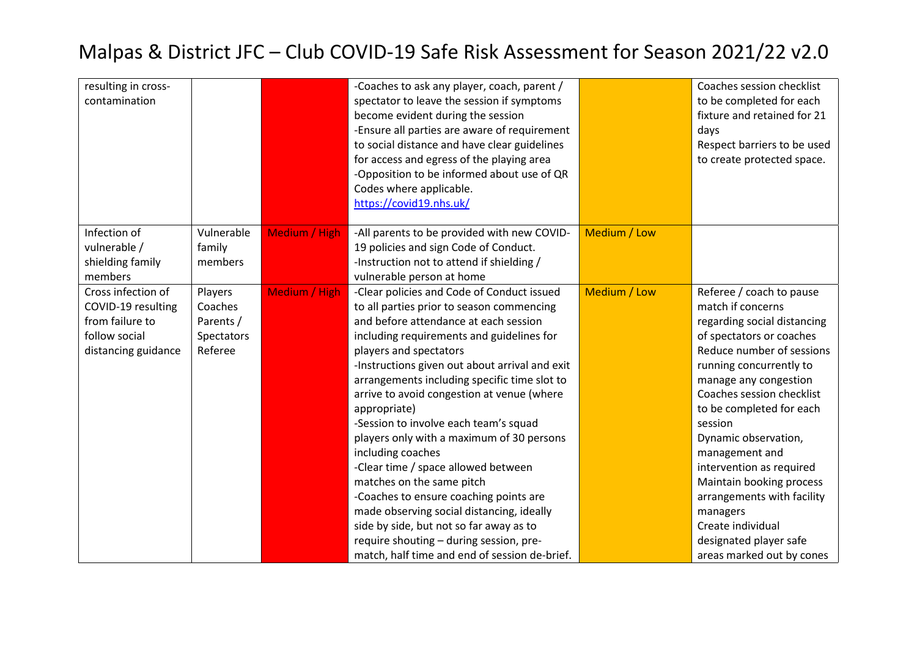# Malpas & District JFC – Club COVID-19 Safe Risk Assessment for Season 2021/22 v2.0

| | | | | | |
|---|---|---|---|---|---|
| resulting in cross-contamination | | | -Coaches to ask any player, coach, parent / spectator to leave the session if symptoms become evident during the session<br>-Ensure all parties are aware of requirement to social distance and have clear guidelines for access and egress of the playing area<br>-Opposition to be informed about use of QR Codes where applicable.<br>https://covid19.nhs.uk/ | | Coaches session checklist to be completed for each fixture and retained for 21 days<br>Respect barriers to be used to create protected space. |
| Infection of vulnerable / shielding family members | Vulnerable family members | Medium / High | -All parents to be provided with new COVID-19 policies and sign Code of Conduct.<br>-Instruction not to attend if shielding / vulnerable person at home | Medium / Low | |
| Cross infection of COVID-19 resulting from failure to follow social distancing guidance | Players<br>Coaches<br>Parents / Spectators<br>Referee | Medium / High | -Clear policies and Code of Conduct issued to all parties prior to season commencing and before attendance at each session including requirements and guidelines for players and spectators<br>-Instructions given out about arrival and exit arrangements including specific time slot to arrive to avoid congestion at venue (where appropriate)<br>-Session to involve each team's squad players only with a maximum of 30 persons including coaches<br>-Clear time / space allowed between matches on the same pitch<br>-Coaches to ensure coaching points are made observing social distancing, ideally side by side, but not so far away as to require shouting – during session, pre-match, half time and end of session de-brief. | Medium / Low | Referee / coach to pause match if concerns regarding social distancing of spectators or coaches<br>Reduce number of sessions running concurrently to manage any congestion<br>Coaches session checklist to be completed for each session<br>Dynamic observation, management and intervention as required<br>Maintain booking process arrangements with facility managers<br>Create individual designated player safe areas marked out by cones |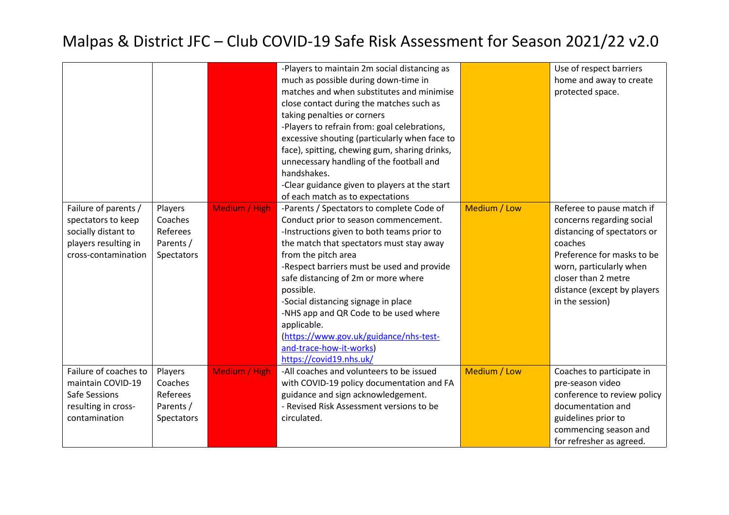# Malpas & District JFC – Club COVID-19 Safe Risk Assessment for Season 2021/22 v2.0

| | | | | | |
|---|---|---|---|---|---|
| | | | -Players to maintain 2m social distancing as much as possible during down-time in matches and when substitutes and minimise close contact during the matches such as taking penalties or corners<br>-Players to refrain from: goal celebrations, excessive shouting (particularly when face to face), spitting, chewing gum, sharing drinks, unnecessary handling of the football and handshakes.<br>-Clear guidance given to players at the start of each match as to expectations | | Use of respect barriers home and away to create protected space. |
| Failure of parents / spectators to keep socially distant to players resulting in cross-contamination | Players<br>Coaches<br>Referees<br>Parents / Spectators | Medium / High | -Parents / Spectators to complete Code of Conduct prior to season commencement.<br>-Instructions given to both teams prior to the match that spectators must stay away from the pitch area<br>-Respect barriers must be used and provide safe distancing of 2m or more where possible.<br>-Social distancing signage in place<br>-NHS app and QR Code to be used where applicable.<br>(https://www.gov.uk/guidance/nhs-test-and-trace-how-it-works)<br>https://covid19.nhs.uk/ | Medium / Low | Referee to pause match if concerns regarding social distancing of spectators or coaches<br>Preference for masks to be worn, particularly when closer than 2 metre distance (except by players in the session) |
| Failure of coaches to maintain COVID-19 Safe Sessions resulting in cross-contamination | Players<br>Coaches<br>Referees<br>Parents / Spectators | Medium / High | -All coaches and volunteers to be issued with COVID-19 policy documentation and FA guidance and sign acknowledgement.<br>- Revised Risk Assessment versions to be circulated. | Medium / Low | Coaches to participate in pre-season video conference to review policy documentation and guidelines prior to commencing season and for refresher as agreed. |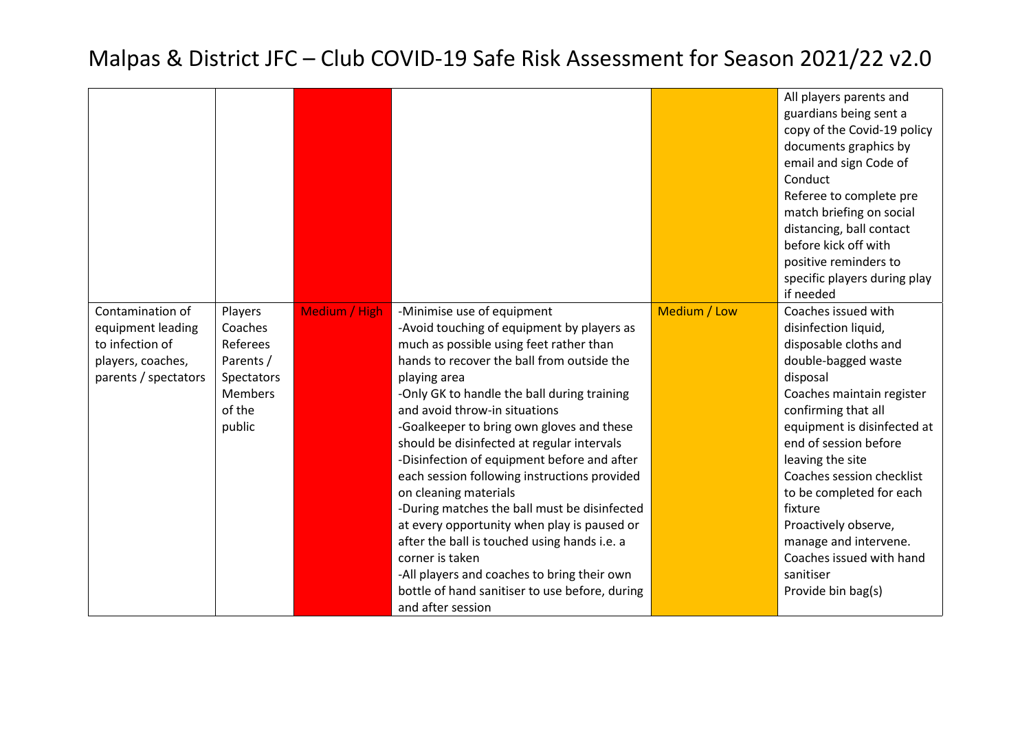# Malpas & District JFC – Club COVID-19 Safe Risk Assessment for Season 2021/22 v2.0

| | | | | | |
|---|---|---|---|---|---|
| | | | | | All players parents and guardians being sent a copy of the Covid-19 policy documents graphics by email and sign Code of Conduct<br>Referee to complete pre match briefing on social distancing, ball contact before kick off with positive reminders to specific players during play if needed |
| Contamination of equipment leading to infection of players, coaches, parents / spectators | Players<br>Coaches<br>Referees<br>Parents / Spectators<br>Members of the public | Medium / High | -Minimise use of equipment<br>-Avoid touching of equipment by players as much as possible using feet rather than hands to recover the ball from outside the playing area<br>-Only GK to handle the ball during training and avoid throw-in situations<br>-Goalkeeper to bring own gloves and these should be disinfected at regular intervals<br>-Disinfection of equipment before and after each session following instructions provided on cleaning materials<br>-During matches the ball must be disinfected at every opportunity when play is paused or after the ball is touched using hands i.e. a corner is taken<br>-All players and coaches to bring their own bottle of hand sanitiser to use before, during and after session | Medium / Low | Coaches issued with disinfection liquid, disposable cloths and double-bagged waste disposal<br>Coaches maintain register confirming that all equipment is disinfected at end of session before leaving the site<br>Coaches session checklist to be completed for each fixture<br>Proactively observe, manage and intervene.<br>Coaches issued with hand sanitiser<br>Provide bin bag(s) |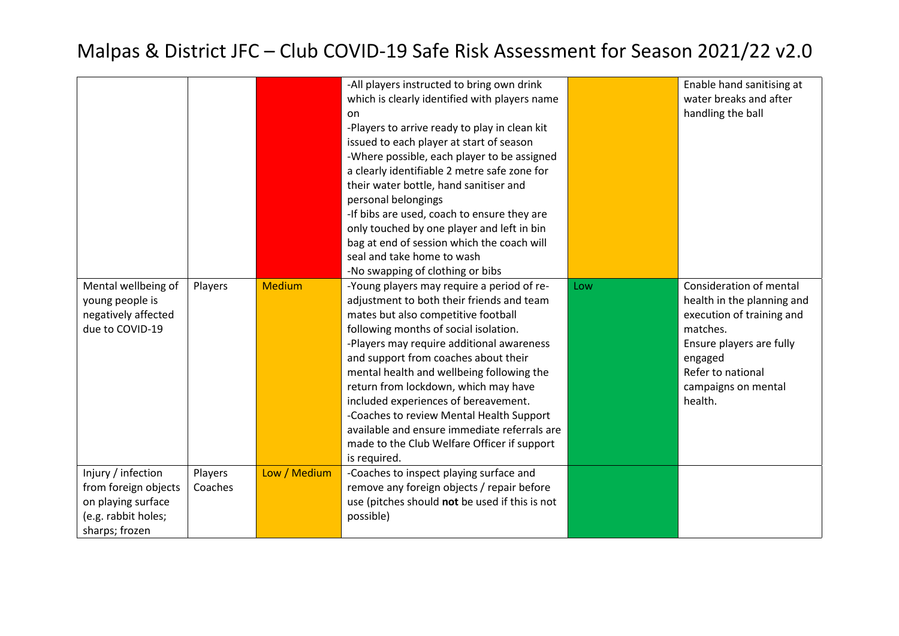# Malpas & District JFC – Club COVID-19 Safe Risk Assessment for Season 2021/22 v2.0

| | | | | | |
|---|---|---|---|---|---|
| | | | -All players instructed to bring own drink which is clearly identified with players name on<br>-Players to arrive ready to play in clean kit issued to each player at start of season<br>-Where possible, each player to be assigned a clearly identifiable 2 metre safe zone for their water bottle, hand sanitiser and personal belongings<br>-If bibs are used, coach to ensure they are only touched by one player and left in bin bag at end of session which the coach will seal and take home to wash<br>-No swapping of clothing or bibs | | Enable hand sanitising at water breaks and after handling the ball |
| Mental wellbeing of young people is negatively affected due to COVID-19 | Players | Medium | -Young players may require a period of re-adjustment to both their friends and team mates but also competitive football following months of social isolation.<br>-Players may require additional awareness and support from coaches about their mental health and wellbeing following the return from lockdown, which may have included experiences of bereavement.<br>-Coaches to review Mental Health Support available and ensure immediate referrals are made to the Club Welfare Officer if support is required. | Low | Consideration of mental health in the planning and execution of training and matches.<br>Ensure players are fully engaged<br>Refer to national campaigns on mental health. |
| Injury / infection from foreign objects on playing surface (e.g. rabbit holes; sharps; frozen | Players<br>Coaches | Low / Medium | -Coaches to inspect playing surface and remove any foreign objects / repair before use (pitches should **not** be used if this is not possible) | | |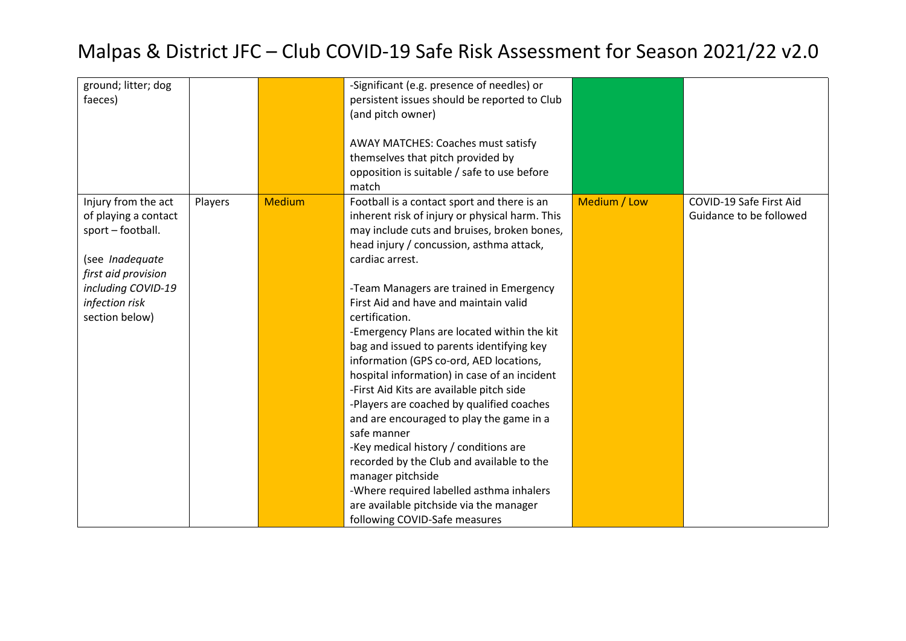# Malpas & District JFC – Club COVID-19 Safe Risk Assessment for Season 2021/22 v2.0

| | | | | | |
|---|---|---|---|---|---|
| ground; litter; dog faeces) | | | -Significant (e.g. presence of needles) or persistent issues should be reported to Club (and pitch owner)<br><br>AWAY MATCHES: Coaches must satisfy themselves that pitch provided by opposition is suitable / safe to use before match | | |
| Injury from the act of playing a contact sport – football.<br><br>(see *Inadequate first aid provision including COVID-19 infection risk* section below) | Players | Medium | Football is a contact sport and there is an inherent risk of injury or physical harm. This may include cuts and bruises, broken bones, head injury / concussion, asthma attack, cardiac arrest.<br><br>-Team Managers are trained in Emergency First Aid and have and maintain valid certification.<br>-Emergency Plans are located within the kit bag and issued to parents identifying key information (GPS co-ord, AED locations, hospital information) in case of an incident<br>-First Aid Kits are available pitch side<br>-Players are coached by qualified coaches and are encouraged to play the game in a safe manner<br>-Key medical history / conditions are recorded by the Club and available to the manager pitchside<br>-Where required labelled asthma inhalers are available pitchside via the manager following COVID-Safe measures | Medium / Low | COVID-19 Safe First Aid Guidance to be followed |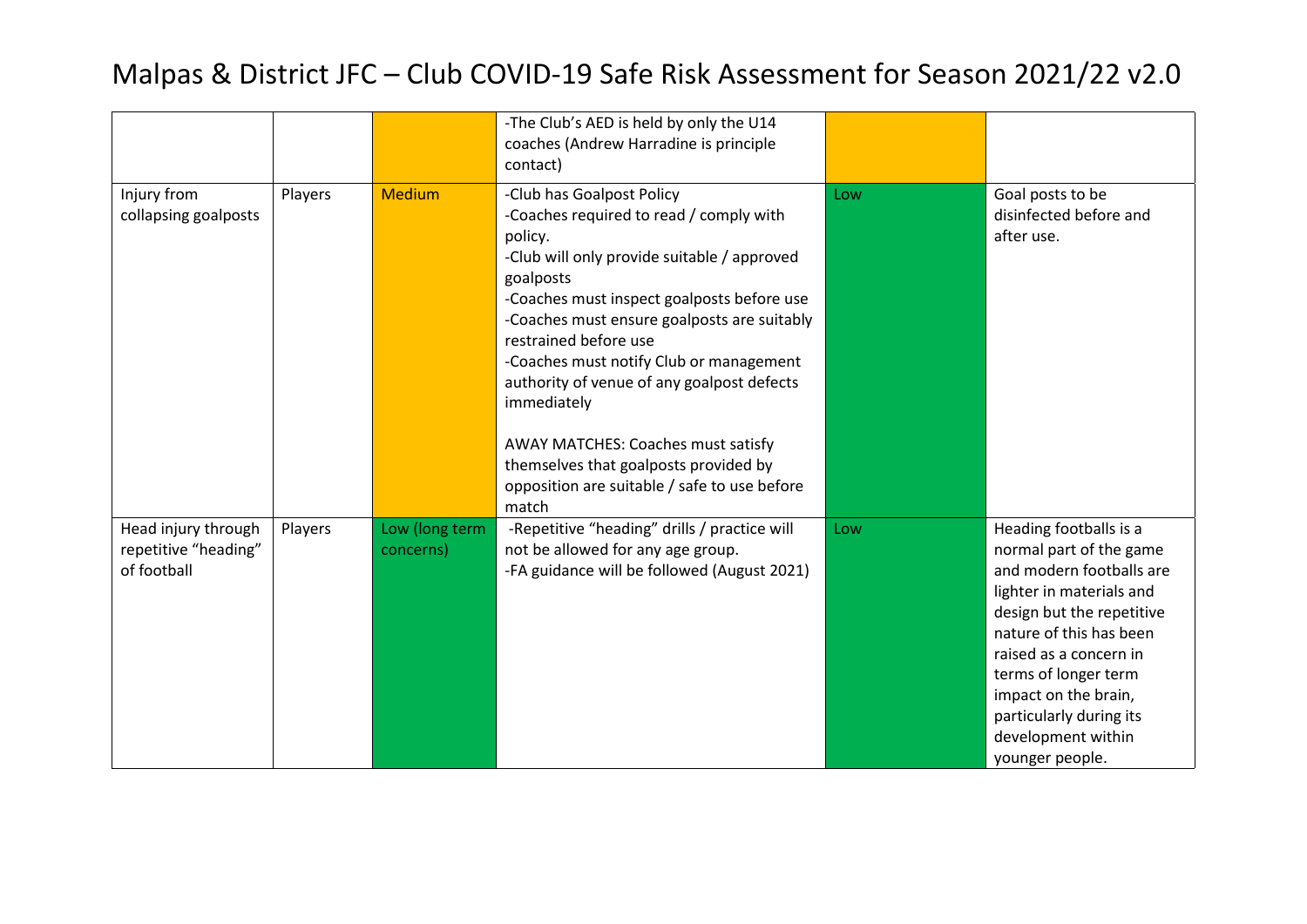# Malpas & District JFC – Club COVID-19 Safe Risk Assessment for Season 2021/22 v2.0

| | | | | | |
|---|---|---|---|---|---|
| | | | -The Club's AED is held by only the U14 coaches (Andrew Harradine is principle contact) | | |
| Injury from collapsing goalposts | Players | Medium | -Club has Goalpost Policy<br>-Coaches required to read / comply with policy.<br>-Club will only provide suitable / approved goalposts<br>-Coaches must inspect goalposts before use<br>-Coaches must ensure goalposts are suitably restrained before use<br>-Coaches must notify Club or management authority of venue of any goalpost defects immediately<br><br>AWAY MATCHES: Coaches must satisfy themselves that goalposts provided by opposition are suitable / safe to use before match | Low | Goal posts to be disinfected before and after use. |
| Head injury through repetitive "heading" of football | Players | Low (long term concerns) | -Repetitive "heading" drills / practice will not be allowed for any age group.<br>-FA guidance will be followed (August 2021) | Low | Heading footballs is a normal part of the game and modern footballs are lighter in materials and design but the repetitive nature of this has been raised as a concern in terms of longer term impact on the brain, particularly during its development within younger people. |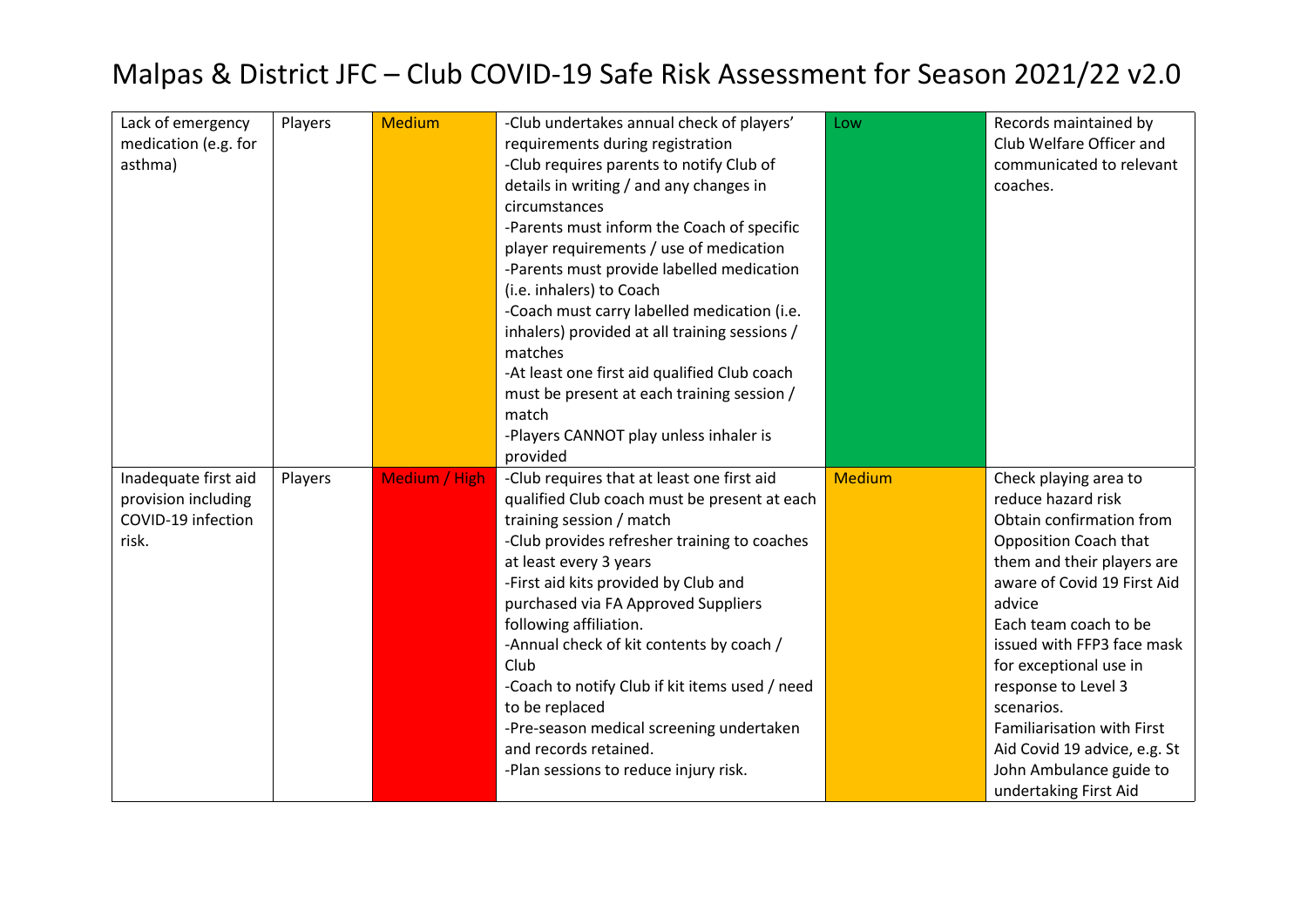# Malpas & District JFC – Club COVID-19 Safe Risk Assessment for Season 2021/22 v2.0

| | | | | | |
|---|---|---|---|---|---|
| Lack of emergency medication (e.g. for asthma) | Players | Medium | -Club undertakes annual check of players' requirements during registration<br>-Club requires parents to notify Club of details in writing / and any changes in circumstances<br>-Parents must inform the Coach of specific player requirements / use of medication<br>-Parents must provide labelled medication (i.e. inhalers) to Coach<br>-Coach must carry labelled medication (i.e. inhalers) provided at all training sessions / matches<br>-At least one first aid qualified Club coach must be present at each training session / match<br>-Players CANNOT play unless inhaler is provided | Low | Records maintained by Club Welfare Officer and communicated to relevant coaches. |
| Inadequate first aid provision including COVID-19 infection risk. | Players | Medium / High | -Club requires that at least one first aid qualified Club coach must be present at each training session / match<br>-Club provides refresher training to coaches at least every 3 years<br>-First aid kits provided by Club and purchased via FA Approved Suppliers following affiliation.<br>-Annual check of kit contents by coach / Club<br>-Coach to notify Club if kit items used / need to be replaced<br>-Pre-season medical screening undertaken and records retained.<br>-Plan sessions to reduce injury risk. | Medium | Check playing area to reduce hazard risk<br>Obtain confirmation from Opposition Coach that them and their players are aware of Covid 19 First Aid advice<br>Each team coach to be issued with FFP3 face mask for exceptional use in response to Level 3 scenarios.<br>Familiarisation with First Aid Covid 19 advice, e.g. St John Ambulance guide to undertaking First Aid |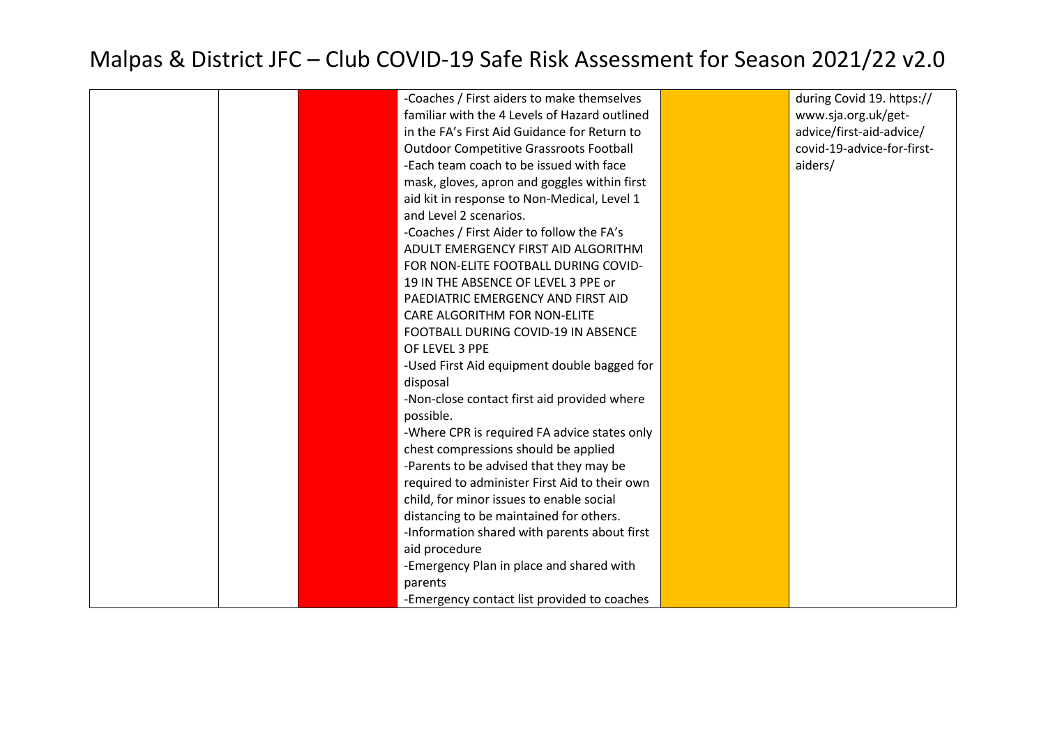# Malpas & District JFC – Club COVID-19 Safe Risk Assessment for Season 2021/22 v2.0

| | | | | | |
|---|---|---|---|---|---|
| | | | -Coaches / First aiders to make themselves familiar with the 4 Levels of Hazard outlined in the FA's First Aid Guidance for Return to Outdoor Competitive Grassroots Football<br>-Each team coach to be issued with face mask, gloves, apron and goggles within first aid kit in response to Non-Medical, Level 1 and Level 2 scenarios.<br>-Coaches / First Aider to follow the FA's ADULT EMERGENCY FIRST AID ALGORITHM FOR NON-ELITE FOOTBALL DURING COVID-19 IN THE ABSENCE OF LEVEL 3 PPE or PAEDIATRIC EMERGENCY AND FIRST AID CARE ALGORITHM FOR NON-ELITE FOOTBALL DURING COVID-19 IN ABSENCE OF LEVEL 3 PPE<br>-Used First Aid equipment double bagged for disposal<br>-Non-close contact first aid provided where possible.<br>-Where CPR is required FA advice states only chest compressions should be applied<br>-Parents to be advised that they may be required to administer First Aid to their own child, for minor issues to enable social distancing to be maintained for others.<br>-Information shared with parents about first aid procedure<br>-Emergency Plan in place and shared with parents<br>-Emergency contact list provided to coaches | | during Covid 19. https://www.sja.org.uk/get-advice/first-aid-advice/covid-19-advice-for-first-aiders/ |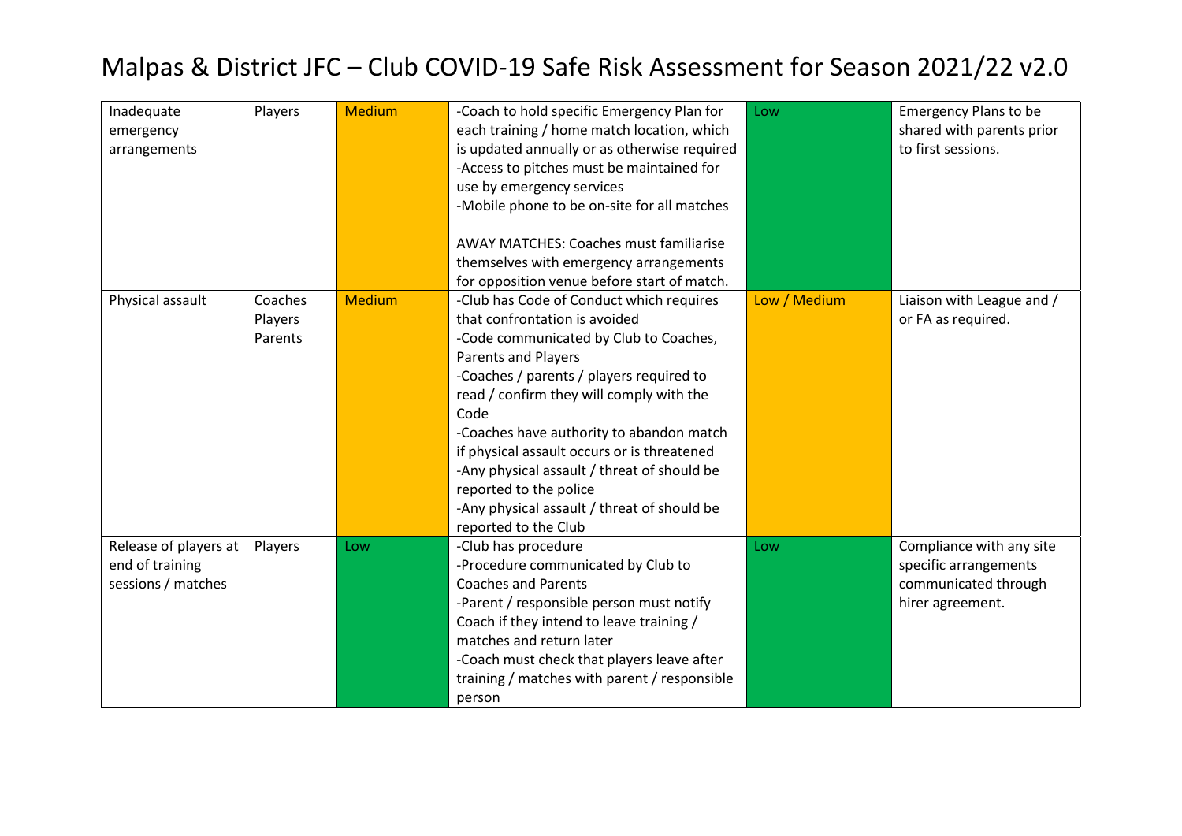# Malpas & District JFC – Club COVID-19 Safe Risk Assessment for Season 2021/22 v2.0

| | | | | | |
|---|---|---|---|---|---|
| Inadequate emergency arrangements | Players | Medium | -Coach to hold specific Emergency Plan for each training / home match location, which is updated annually or as otherwise required<br>-Access to pitches must be maintained for use by emergency services<br>-Mobile phone to be on-site for all matches<br><br>AWAY MATCHES: Coaches must familiarise themselves with emergency arrangements for opposition venue before start of match. | Low | Emergency Plans to be shared with parents prior to first sessions. |
| Physical assault | Coaches<br>Players<br>Parents | Medium | -Club has Code of Conduct which requires that confrontation is avoided<br>-Code communicated by Club to Coaches, Parents and Players<br>-Coaches / parents / players required to read / confirm they will comply with the Code<br>-Coaches have authority to abandon match if physical assault occurs or is threatened<br>-Any physical assault / threat of should be reported to the police<br>-Any physical assault / threat of should be reported to the Club | Low / Medium | Liaison with League and / or FA as required. |
| Release of players at end of training sessions / matches | Players | Low | -Club has procedure<br>-Procedure communicated by Club to Coaches and Parents<br>-Parent / responsible person must notify Coach if they intend to leave training / matches and return later<br>-Coach must check that players leave after training / matches with parent / responsible person | Low | Compliance with any site specific arrangements communicated through hirer agreement. |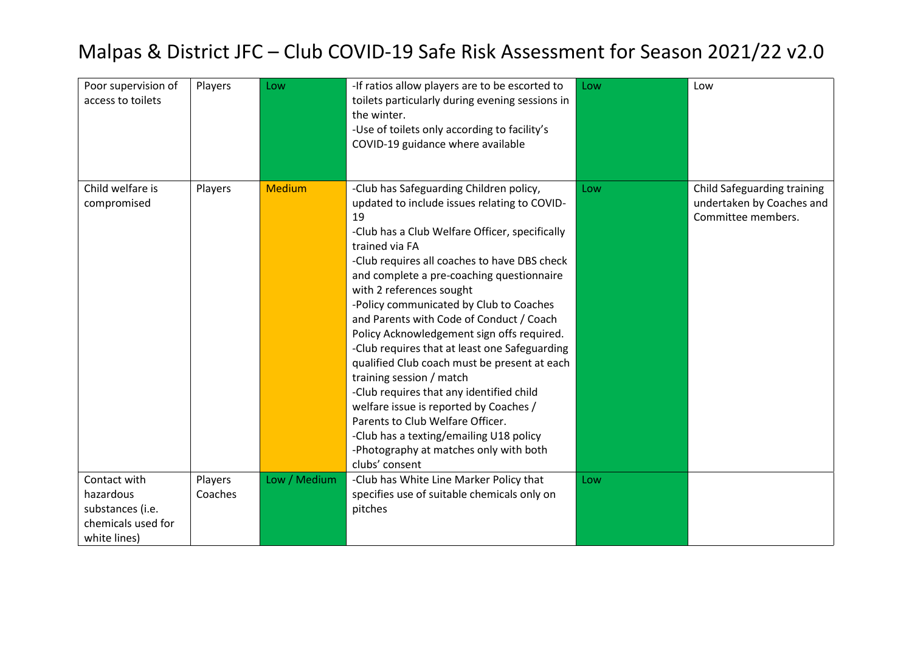# Malpas & District JFC – Club COVID-19 Safe Risk Assessment for Season 2021/22 v2.0

| | | | | | |
|---|---|---|---|---|---|
| Poor supervision of access to toilets | Players | Low | -If ratios allow players are to be escorted to toilets particularly during evening sessions in the winter.<br>-Use of toilets only according to facility's COVID-19 guidance where available | Low | Low |
| Child welfare is compromised | Players | Medium | -Club has Safeguarding Children policy, updated to include issues relating to COVID-19<br>-Club has a Club Welfare Officer, specifically trained via FA<br>-Club requires all coaches to have DBS check and complete a pre-coaching questionnaire with 2 references sought<br>-Policy communicated by Club to Coaches and Parents with Code of Conduct / Coach Policy Acknowledgement sign offs required.<br>-Club requires that at least one Safeguarding qualified Club coach must be present at each training session / match<br>-Club requires that any identified child welfare issue is reported by Coaches / Parents to Club Welfare Officer.<br>-Club has a texting/emailing U18 policy<br>-Photography at matches only with both clubs' consent | Low | Child Safeguarding training undertaken by Coaches and Committee members. |
| Contact with hazardous substances (i.e. chemicals used for white lines) | Players<br>Coaches | Low / Medium | -Club has White Line Marker Policy that specifies use of suitable chemicals only on pitches | Low | |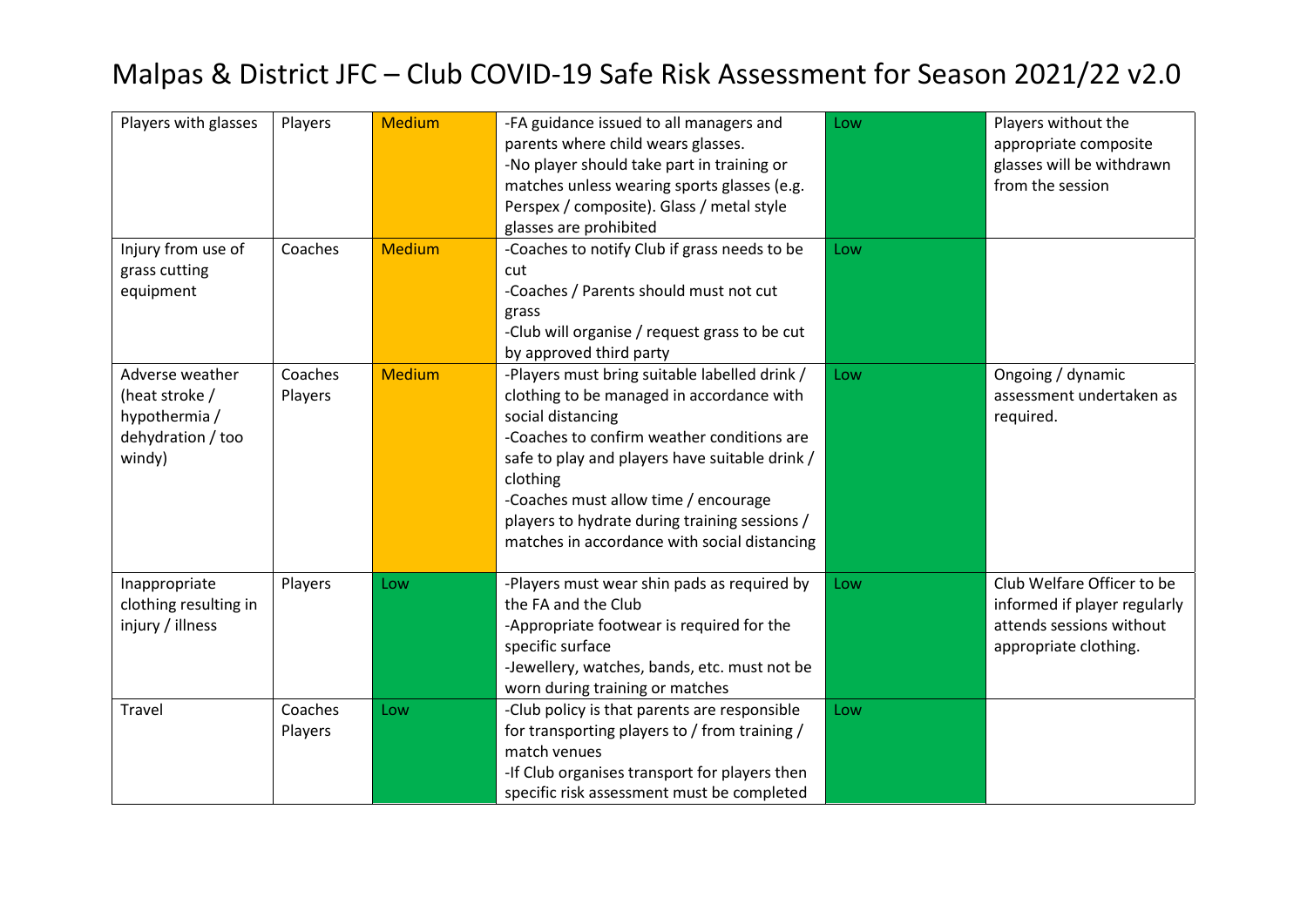# Malpas & District JFC – Club COVID-19 Safe Risk Assessment for Season 2021/22 v2.0

| | | | | | |
|---|---|---|---|---|---|
| Players with glasses | Players | Medium | -FA guidance issued to all managers and parents where child wears glasses.<br>-No player should take part in training or matches unless wearing sports glasses (e.g. Perspex / composite). Glass / metal style glasses are prohibited | Low | Players without the appropriate composite glasses will be withdrawn from the session |
| Injury from use of grass cutting equipment | Coaches | Medium | -Coaches to notify Club if grass needs to be cut<br>-Coaches / Parents should must not cut grass<br>-Club will organise / request grass to be cut by approved third party | Low | |
| Adverse weather (heat stroke / hypothermia / dehydration / too windy) | Coaches<br>Players | Medium | -Players must bring suitable labelled drink / clothing to be managed in accordance with social distancing<br>-Coaches to confirm weather conditions are safe to play and players have suitable drink / clothing<br>-Coaches must allow time / encourage players to hydrate during training sessions / matches in accordance with social distancing | Low | Ongoing / dynamic assessment undertaken as required. |
| Inappropriate clothing resulting in injury / illness | Players | Low | -Players must wear shin pads as required by the FA and the Club<br>-Appropriate footwear is required for the specific surface<br>-Jewellery, watches, bands, etc. must not be worn during training or matches | Low | Club Welfare Officer to be informed if player regularly attends sessions without appropriate clothing. |
| Travel | Coaches<br>Players | Low | -Club policy is that parents are responsible for transporting players to / from training / match venues<br>-If Club organises transport for players then specific risk assessment must be completed | Low | |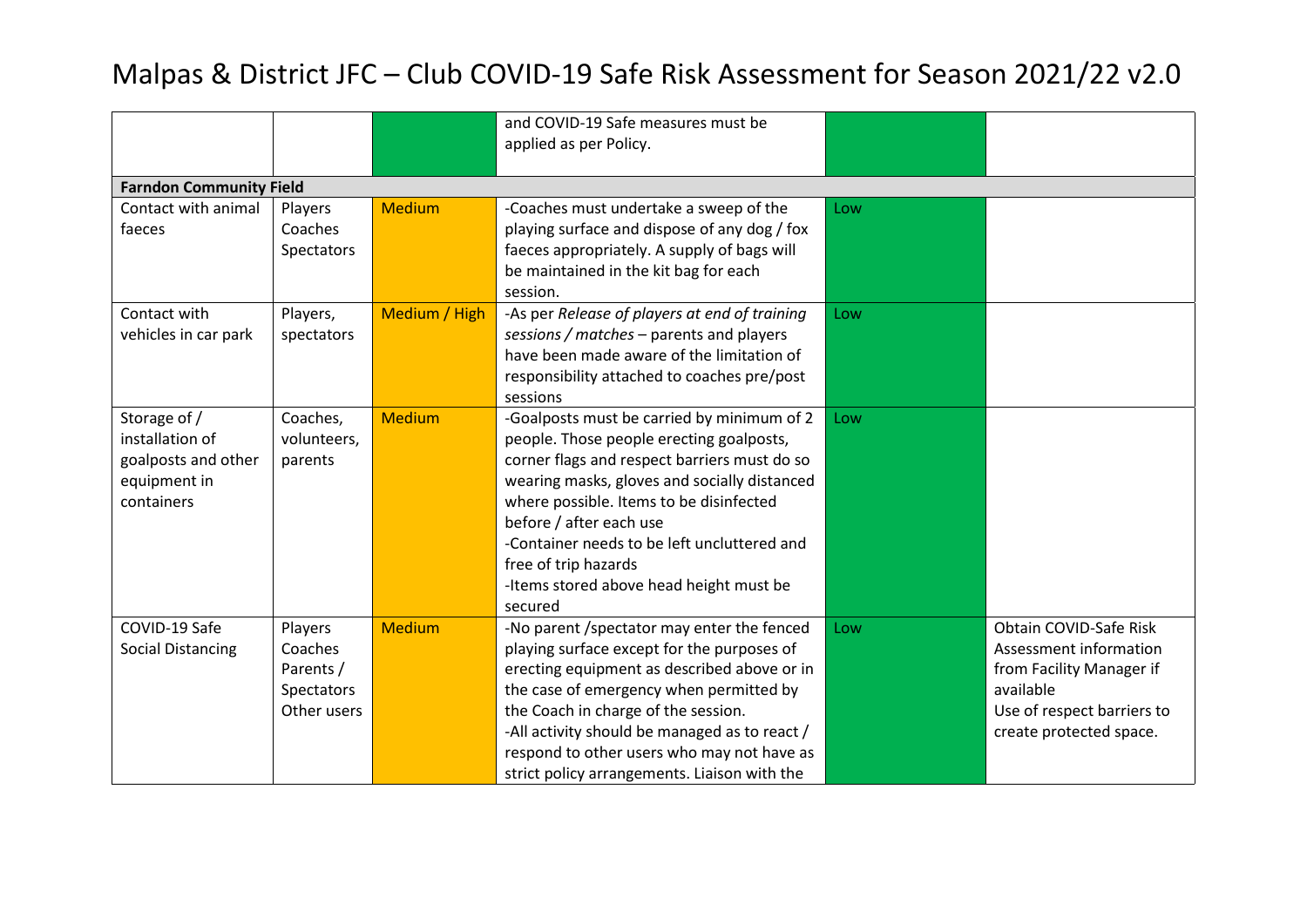# Malpas & District JFC – Club COVID-19 Safe Risk Assessment for Season 2021/22 v2.0

| | | | | | |
|---|---|---|---|---|---|
| | | | and COVID-19 Safe measures must be applied as per Policy. | | |
| **Farndon Community Field** | | | | | |
| Contact with animal faeces | Players Coaches Spectators | Medium | -Coaches must undertake a sweep of the playing surface and dispose of any dog / fox faeces appropriately. A supply of bags will be maintained in the kit bag for each session. | Low | |
| Contact with vehicles in car park | Players, spectators | Medium / High | -As per *Release of players at end of training sessions / matches* – parents and players have been made aware of the limitation of responsibility attached to coaches pre/post sessions | Low | |
| Storage of / installation of goalposts and other equipment in containers | Coaches, volunteers, parents | Medium | -Goalposts must be carried by minimum of 2 people. Those people erecting goalposts, corner flags and respect barriers must do so wearing masks, gloves and socially distanced where possible. Items to be disinfected before / after each use<br>-Container needs to be left uncluttered and free of trip hazards<br>-Items stored above head height must be secured | Low | |
| COVID-19 Safe Social Distancing | Players Coaches Parents / Spectators Other users | Medium | -No parent /spectator may enter the fenced playing surface except for the purposes of erecting equipment as described above or in the case of emergency when permitted by the Coach in charge of the session.<br>-All activity should be managed as to react / respond to other users who may not have as strict policy arrangements. Liaison with the | Low | Obtain COVID-Safe Risk Assessment information from Facility Manager if available<br>Use of respect barriers to create protected space. |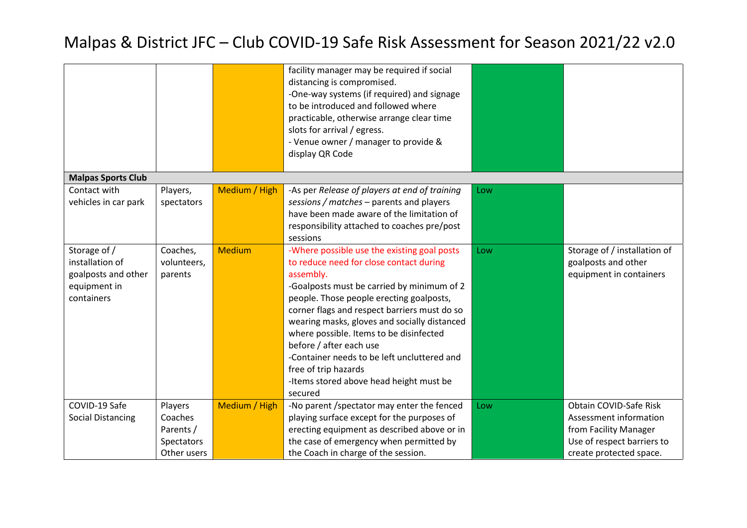# Malpas & District JFC – Club COVID-19 Safe Risk Assessment for Season 2021/22 v2.0

| | | | | | |
|---|---|---|---|---|---|
| | | | facility manager may be required if social distancing is compromised.<br>-One-way systems (if required) and signage to be introduced and followed where practicable, otherwise arrange clear time slots for arrival / egress.<br>- Venue owner / manager to provide & display QR Code | | |
| **Malpas Sports Club** | | | | | |
| Contact with vehicles in car park | Players, spectators | Medium / High | -As per *Release of players at end of training sessions / matches* – parents and players have been made aware of the limitation of responsibility attached to coaches pre/post sessions | Low | |
| Storage of / installation of goalposts and other equipment in containers | Coaches, volunteers, parents | Medium | -Where possible use the existing goal posts to reduce need for close contact during assembly.<br>-Goalposts must be carried by minimum of 2 people. Those people erecting goalposts, corner flags and respect barriers must do so wearing masks, gloves and socially distanced where possible. Items to be disinfected before / after each use<br>-Container needs to be left uncluttered and free of trip hazards<br>-Items stored above head height must be secured | Low | Storage of / installation of goalposts and other equipment in containers |
| COVID-19 Safe Social Distancing | Players<br>Coaches<br>Parents / Spectators<br>Other users | Medium / High | -No parent /spectator may enter the fenced playing surface except for the purposes of erecting equipment as described above or in the case of emergency when permitted by the Coach in charge of the session. | Low | Obtain COVID-Safe Risk Assessment information from Facility Manager<br>Use of respect barriers to create protected space. |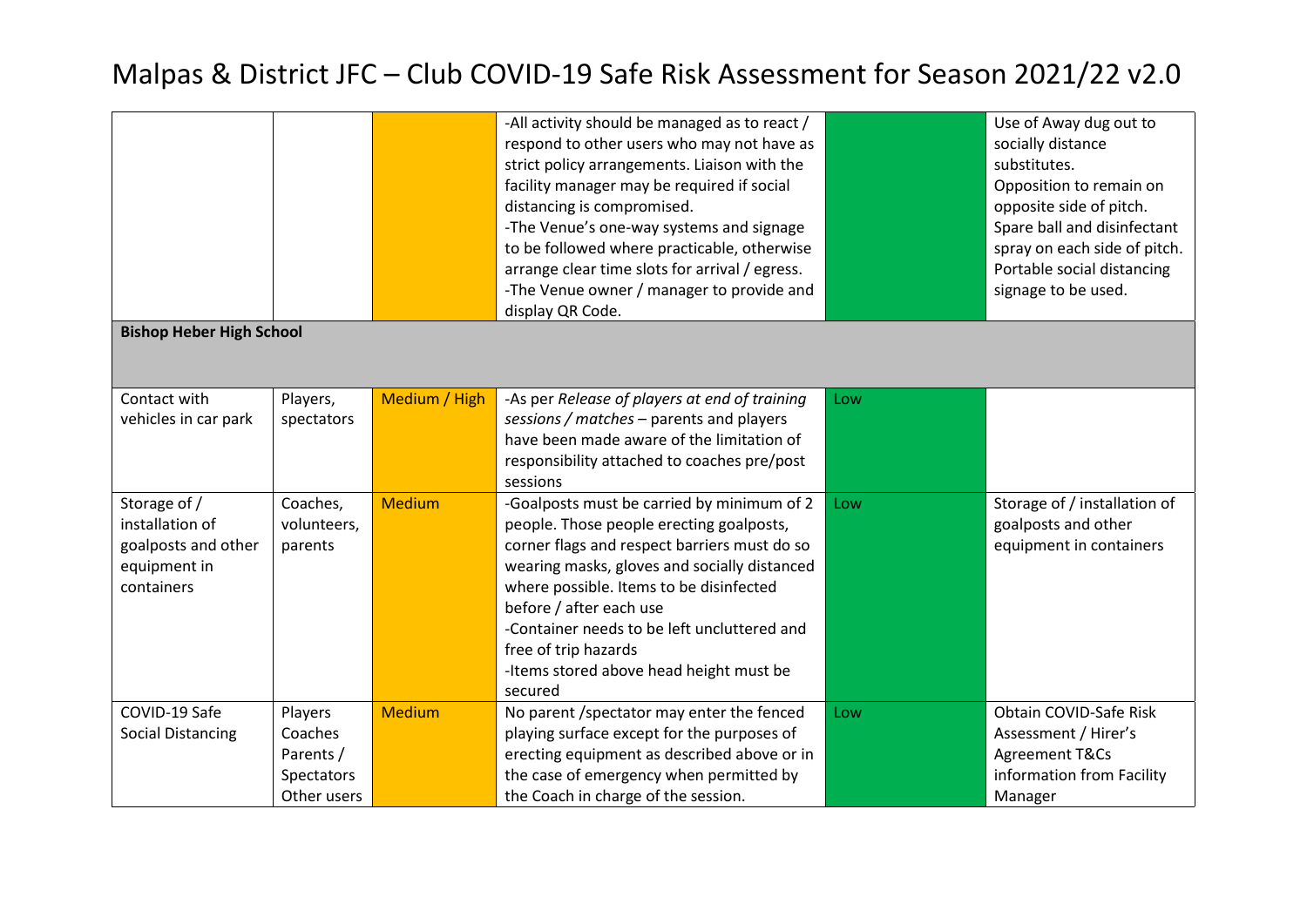# Malpas & District JFC – Club COVID-19 Safe Risk Assessment for Season 2021/22 v2.0

| | | | | | |
|---|---|---|---|---|---|
| | | | -All activity should be managed as to react / respond to other users who may not have as strict policy arrangements. Liaison with the facility manager may be required if social distancing is compromised.<br>-The Venue's one-way systems and signage to be followed where practicable, otherwise arrange clear time slots for arrival / egress.<br>-The Venue owner / manager to provide and display QR Code. | | Use of Away dug out to socially distance substitutes.<br>Opposition to remain on opposite side of pitch.<br>Spare ball and disinfectant spray on each side of pitch.<br>Portable social distancing signage to be used. |
| **Bishop Heber High School** | | | | | |
| Contact with vehicles in car park | Players, spectators | Medium / High | -As per *Release of players at end of training sessions / matches* – parents and players have been made aware of the limitation of responsibility attached to coaches pre/post sessions | Low | |
| Storage of / installation of goalposts and other equipment in containers | Coaches, volunteers, parents | Medium | -Goalposts must be carried by minimum of 2 people. Those people erecting goalposts, corner flags and respect barriers must do so wearing masks, gloves and socially distanced where possible. Items to be disinfected before / after each use<br>-Container needs to be left uncluttered and free of trip hazards<br>-Items stored above head height must be secured | Low | Storage of / installation of goalposts and other equipment in containers |
| COVID-19 Safe Social Distancing | Players<br>Coaches<br>Parents / Spectators<br>Other users | Medium | No parent /spectator may enter the fenced playing surface except for the purposes of erecting equipment as described above or in the case of emergency when permitted by the Coach in charge of the session. | Low | Obtain COVID-Safe Risk Assessment / Hirer's Agreement T&Cs information from Facility Manager |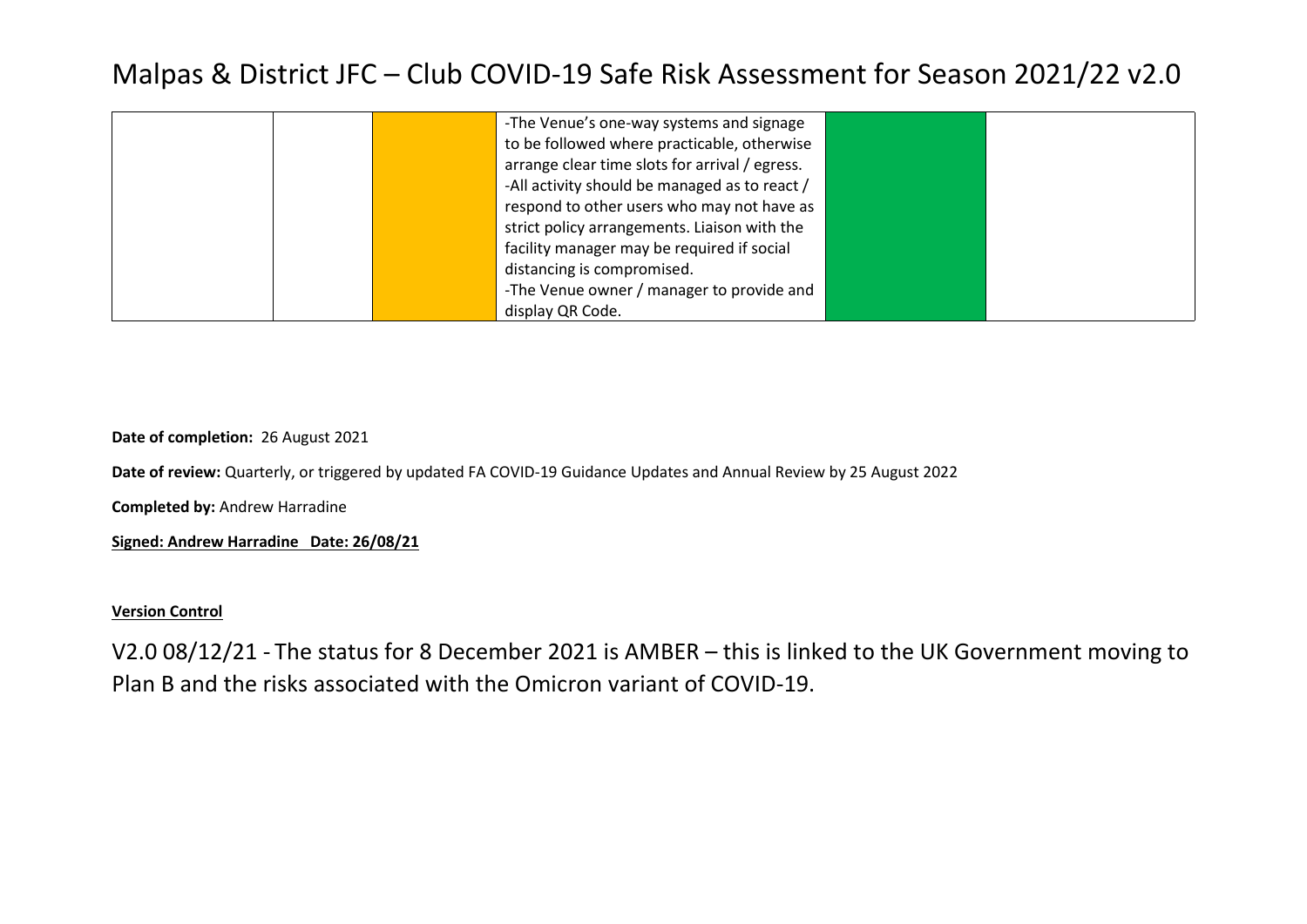| | | | | | |
|---|---|---|---|---|---|
| | | | -The Venue's one-way systems and signage to be followed where practicable, otherwise arrange clear time slots for arrival / egress.<br>-All activity should be managed as to react / respond to other users who may not have as strict policy arrangements. Liaison with the facility manager may be required if social distancing is compromised.<br>-The Venue owner / manager to provide and display QR Code. | | |

**Date of completion:** 26 August 2021

**Date of review:** Quarterly, or triggered by updated FA COVID-19 Guidance Updates and Annual Review by 25 August 2022

**Completed by:** Andrew Harradine

**Signed: Andrew Harradine Date: 26/08/21**

**Version Control**

V2.0 08/12/21 - The status for 8 December 2021 is AMBER – this is linked to the UK Government moving to Plan B and the risks associated with the Omicron variant of COVID-19.